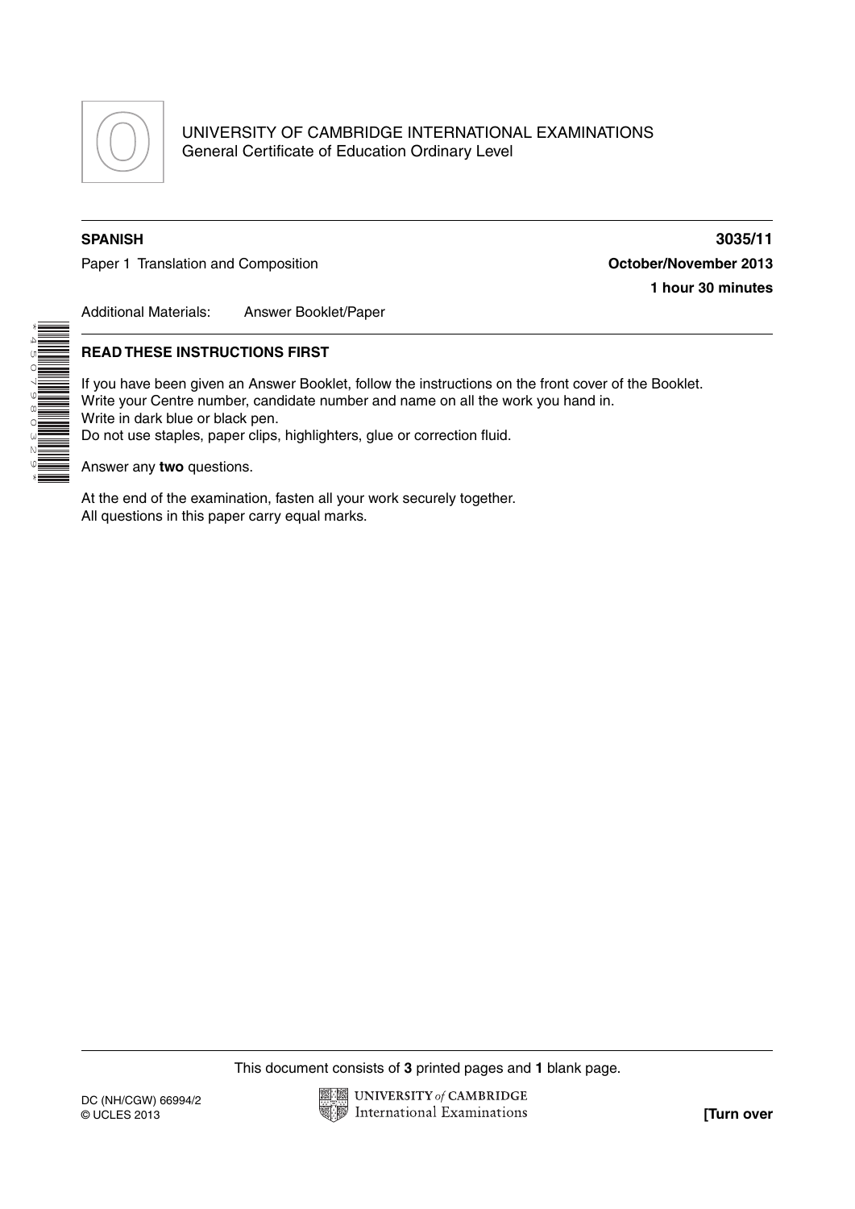UNIVERSITY OF CAMBRIDGE INTERNATIONAL EXAMINATIONS
General Certificate of Education Ordinary Level

**SPANISH** **3035/11**

Paper 1 Translation and Composition **October/November 2013**

**1 hour 30 minutes**

Additional Materials: Answer Booklet/Paper

**READ THESE INSTRUCTIONS FIRST**

If you have been given an Answer Booklet, follow the instructions on the front cover of the Booklet.
Write your Centre number, candidate number and name on all the work you hand in.
Write in dark blue or black pen.
Do not use staples, paper clips, highlighters, glue or correction fluid.

Answer any **two** questions.

At the end of the examination, fasten all your work securely together.
All questions in this paper carry equal marks.

This document consists of **3** printed pages and **1** blank page.

DC (NH/CGW) 66994/2
© UCLES 2013

**[Turn over**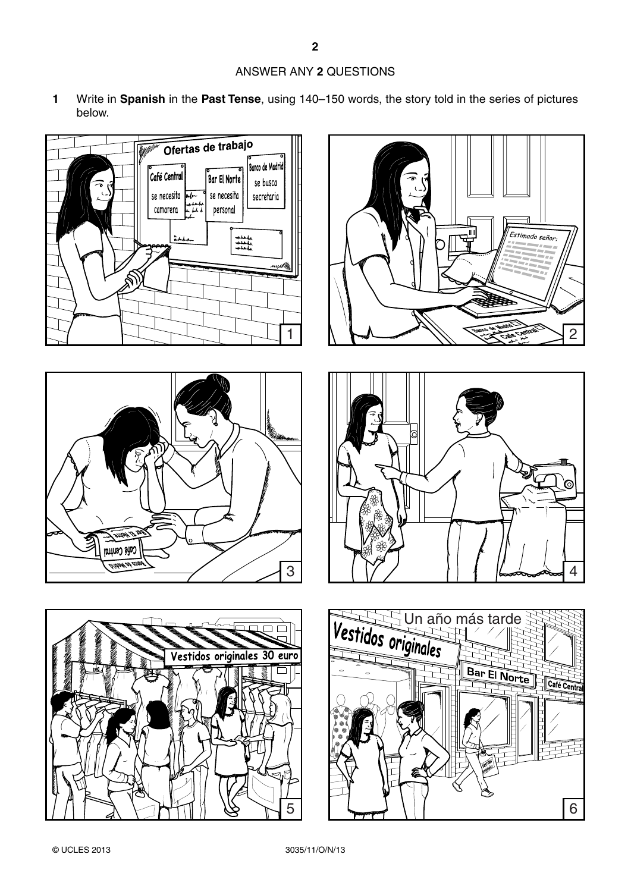ANSWER ANY **2** QUESTIONS

**1** Write in **Spanish** in the **Past Tense**, using 140–150 words, the story told in the series of pictures below.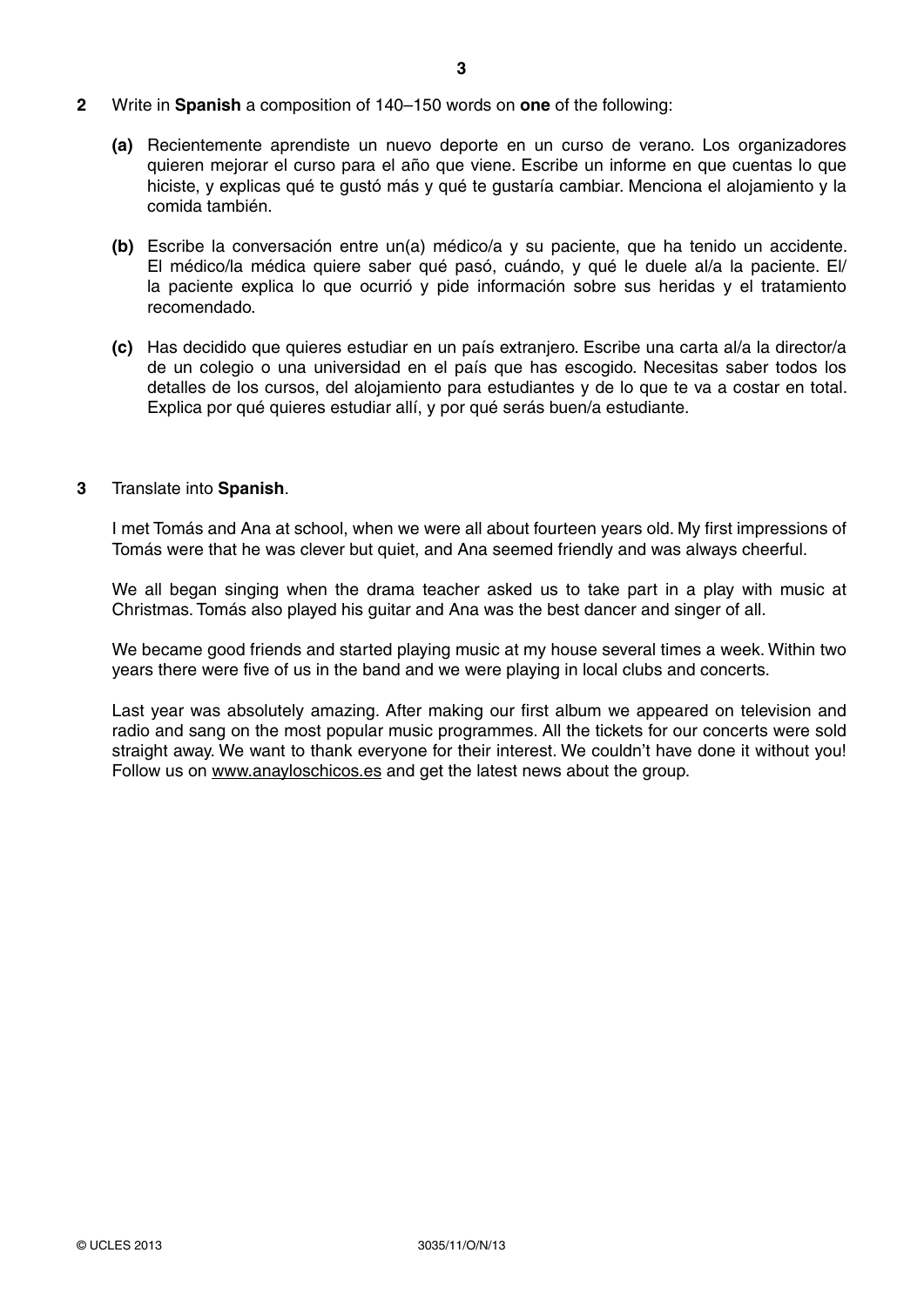**2** Write in **Spanish** a composition of 140–150 words on **one** of the following:

**(a)** Recientemente aprendiste un nuevo deporte en un curso de verano. Los organizadores quieren mejorar el curso para el año que viene. Escribe un informe en que cuentas lo que hiciste, y explicas qué te gustó más y qué te gustaría cambiar. Menciona el alojamiento y la comida también.

**(b)** Escribe la conversación entre un(a) médico/a y su paciente, que ha tenido un accidente. El médico/la médica quiere saber qué pasó, cuándo, y qué le duele al/a la paciente. El/la paciente explica lo que ocurrió y pide información sobre sus heridas y el tratamiento recomendado.

**(c)** Has decidido que quieres estudiar en un país extranjero. Escribe una carta al/a la director/a de un colegio o una universidad en el país que has escogido. Necesitas saber todos los detalles de los cursos, del alojamiento para estudiantes y de lo que te va a costar en total. Explica por qué quieres estudiar allí, y por qué serás buen/a estudiante.

**3** Translate into **Spanish**.

I met Tomás and Ana at school, when we were all about fourteen years old. My first impressions of Tomás were that he was clever but quiet, and Ana seemed friendly and was always cheerful.

We all began singing when the drama teacher asked us to take part in a play with music at Christmas. Tomás also played his guitar and Ana was the best dancer and singer of all.

We became good friends and started playing music at my house several times a week. Within two years there were five of us in the band and we were playing in local clubs and concerts.

Last year was absolutely amazing. After making our first album we appeared on television and radio and sang on the most popular music programmes. All the tickets for our concerts were sold straight away. We want to thank everyone for their interest. We couldn't have done it without you! Follow us on www.anayloschicos.es and get the latest news about the group.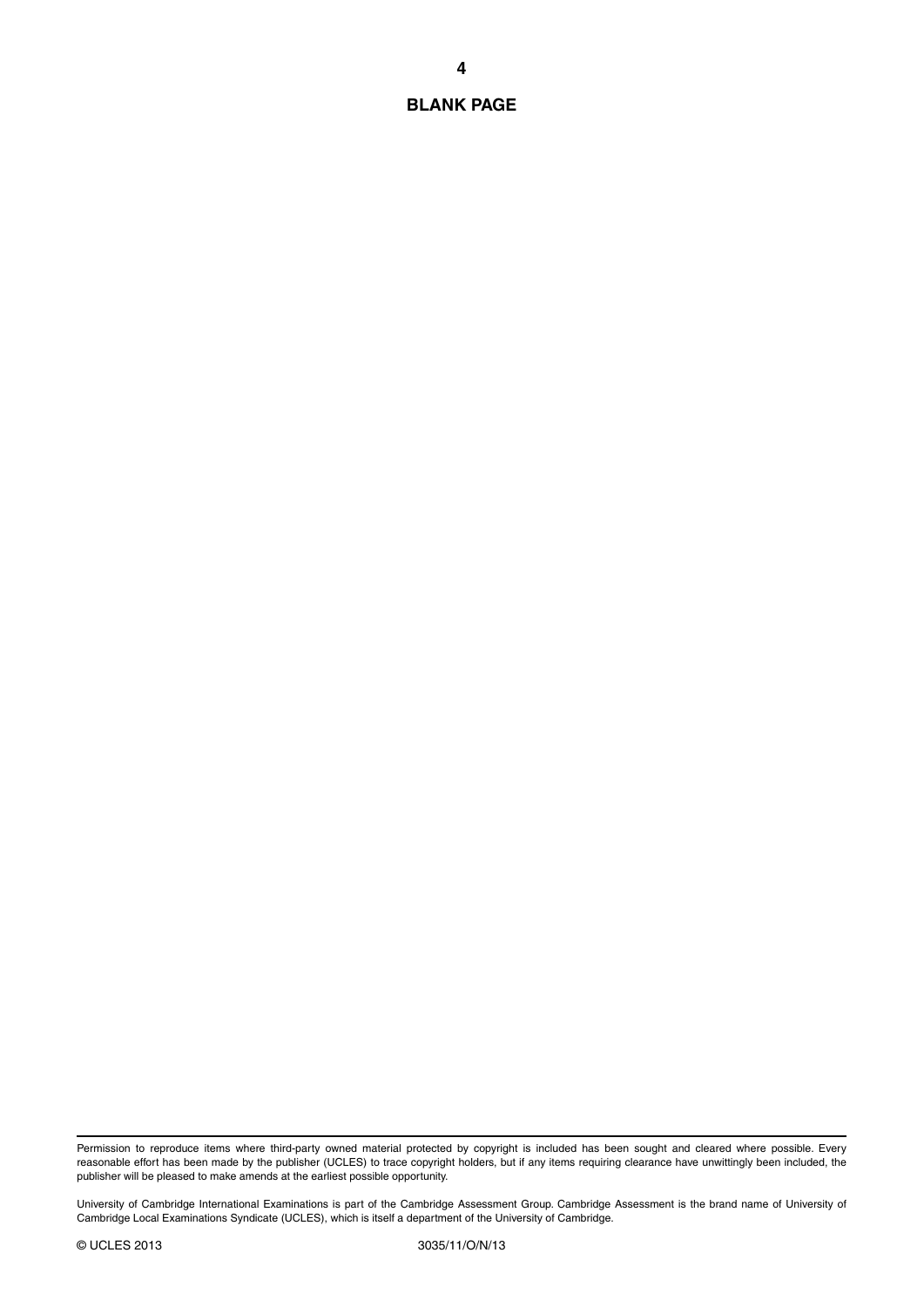**BLANK PAGE**

Permission to reproduce items where third-party owned material protected by copyright is included has been sought and cleared where possible. Every reasonable effort has been made by the publisher (UCLES) to trace copyright holders, but if any items requiring clearance have unwittingly been included, the publisher will be pleased to make amends at the earliest possible opportunity.

University of Cambridge International Examinations is part of the Cambridge Assessment Group. Cambridge Assessment is the brand name of University of Cambridge Local Examinations Syndicate (UCLES), which is itself a department of the University of Cambridge.

© UCLES 2013 3035/11/O/N/13